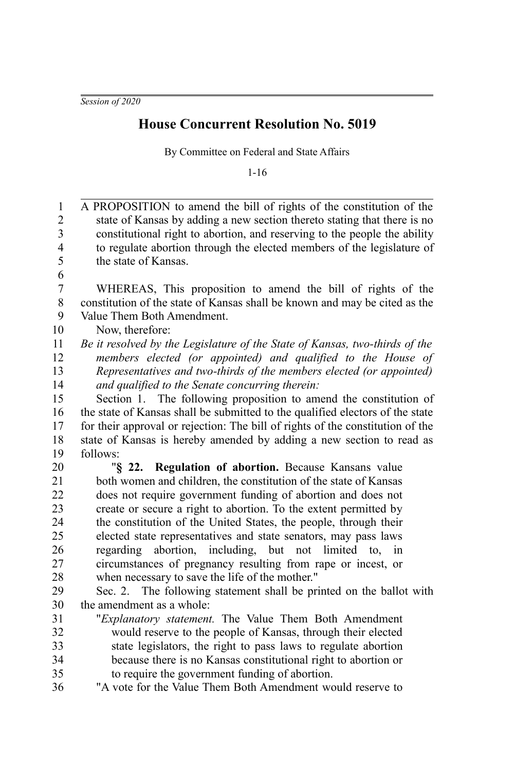*Session of 2020*

# House Concurrent Resolution No. 5019

By Committee on Federal and State Affairs

1-16

A PROPOSITION to amend the bill of rights of the constitution of the state of Kansas by adding a new section thereto stating that there is no constitutional right to abortion, and reserving to the people the ability to regulate abortion through the elected members of the legislature of the state of Kansas.

WHEREAS, This proposition to amend the bill of rights of the constitution of the state of Kansas shall be known and may be cited as the Value Them Both Amendment.

Now, therefore:

*Be it resolved by the Legislature of the State of Kansas, two-thirds of the members elected (or appointed) and qualified to the House of Representatives and two-thirds of the members elected (or appointed) and qualified to the Senate concurring therein:*

Section 1. The following proposition to amend the constitution of the state of Kansas shall be submitted to the qualified electors of the state for their approval or rejection: The bill of rights of the constitution of the state of Kansas is hereby amended by adding a new section to read as follows:

"**§ 22. Regulation of abortion.** Because Kansans value both women and children, the constitution of the state of Kansas does not require government funding of abortion and does not create or secure a right to abortion. To the extent permitted by the constitution of the United States, the people, through their elected state representatives and state senators, may pass laws regarding abortion, including, but not limited to, in circumstances of pregnancy resulting from rape or incest, or when necessary to save the life of the mother."

Sec. 2. The following statement shall be printed on the ballot with the amendment as a whole:

"*Explanatory statement.* The Value Them Both Amendment would reserve to the people of Kansas, through their elected state legislators, the right to pass laws to regulate abortion because there is no Kansas constitutional right to abortion or to require the government funding of abortion.

"A vote for the Value Them Both Amendment would reserve to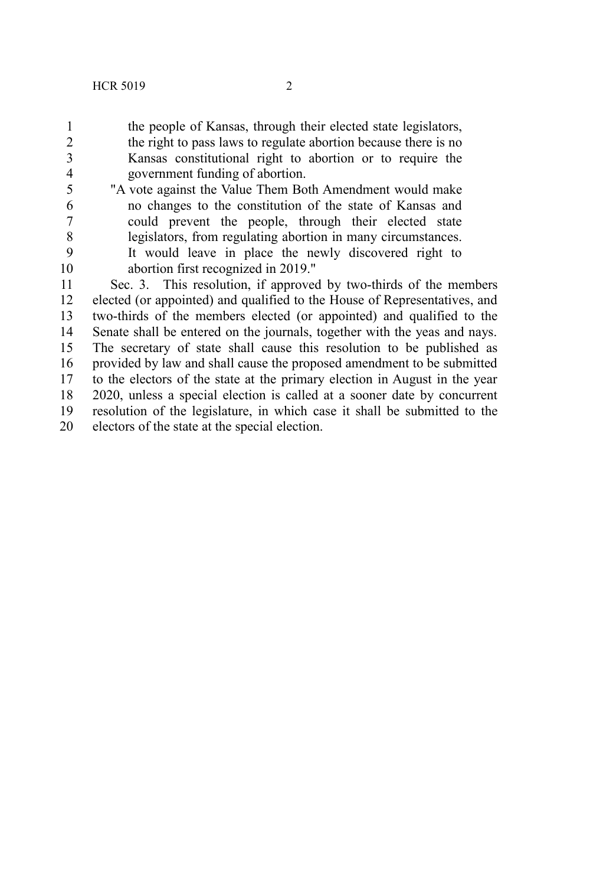the people of Kansas, through their elected state legislators, the right to pass laws to regulate abortion because there is no Kansas constitutional right to abortion or to require the government funding of abortion.

"A vote against the Value Them Both Amendment would make no changes to the constitution of the state of Kansas and could prevent the people, through their elected state legislators, from regulating abortion in many circumstances. It would leave in place the newly discovered right to abortion first recognized in 2019."

Sec. 3. This resolution, if approved by two-thirds of the members elected (or appointed) and qualified to the House of Representatives, and two-thirds of the members elected (or appointed) and qualified to the Senate shall be entered on the journals, together with the yeas and nays. The secretary of state shall cause this resolution to be published as provided by law and shall cause the proposed amendment to be submitted to the electors of the state at the primary election in August in the year 2020, unless a special election is called at a sooner date by concurrent resolution of the legislature, in which case it shall be submitted to the electors of the state at the special election.